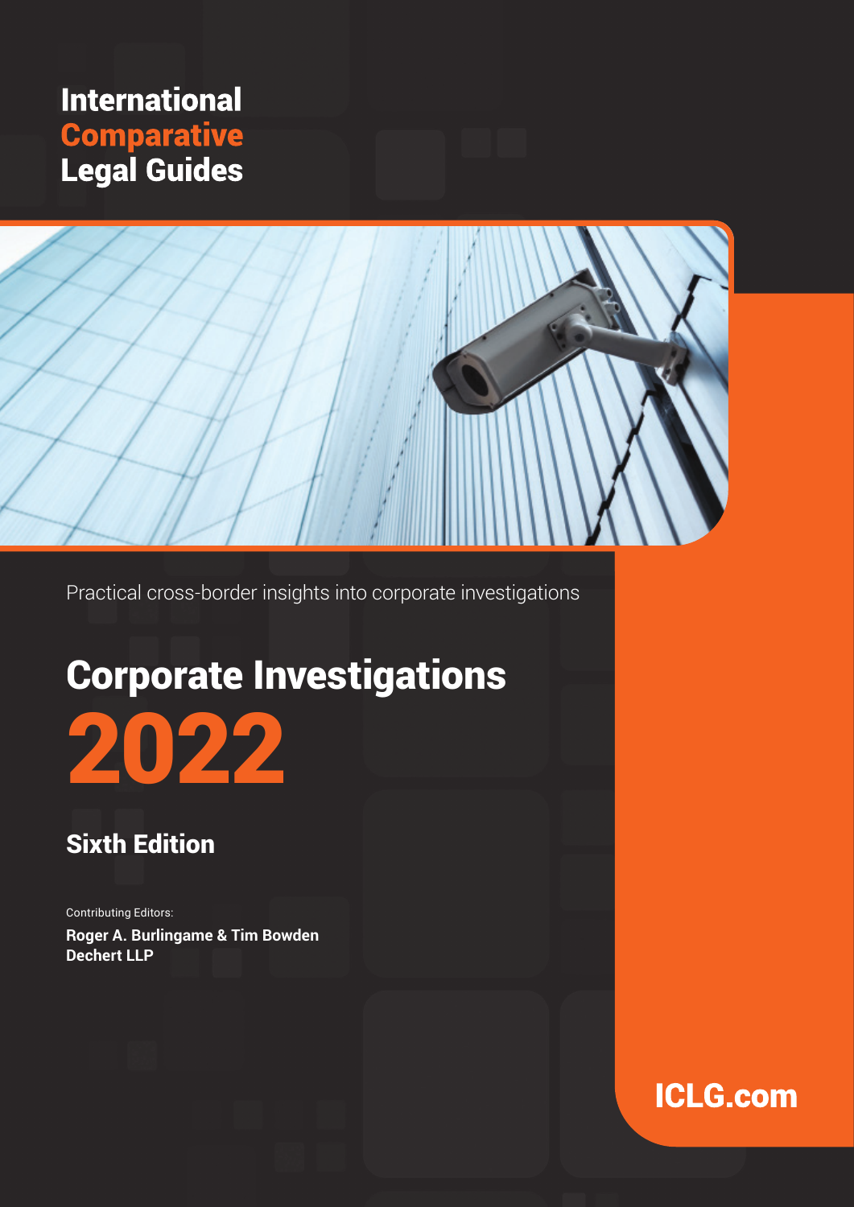International
Comparative
Legal Guides

Practical cross-border insights into corporate investigations

# Corporate Investigations
# 2022

## Sixth Edition

Contributing Editors:

**Roger A. Burlingame & Tim Bowden**
**Dechert LLP**

ICLG.com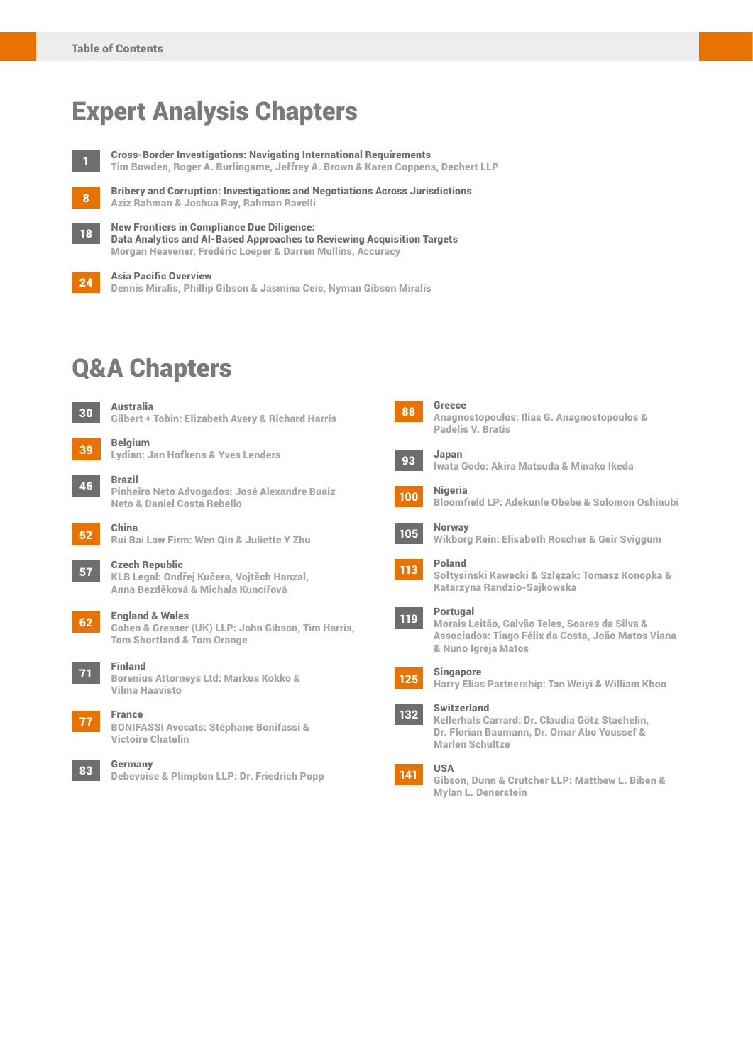# Table of Contents

## Expert Analysis Chapters

**1** **Cross-Border Investigations: Navigating International Requirements**
Tim Bowden, Roger A. Burlingame, Jeffrey A. Brown & Karen Coppens, Dechert LLP

**8** **Bribery and Corruption: Investigations and Negotiations Across Jurisdictions**
Aziz Rahman & Joshua Ray, Rahman Ravelli

**18** **New Frontiers in Compliance Due Diligence: Data Analytics and AI-Based Approaches to Reviewing Acquisition Targets**
Morgan Heavener, Frédéric Loeper & Darren Mullins, Accuracy

**24** **Asia Pacific Overview**
Dennis Miralis, Phillip Gibson & Jasmina Ceic, Nyman Gibson Miralis

## Q&A Chapters

**30** **Australia**
Gilbert + Tobin: Elizabeth Avery & Richard Harris

**39** **Belgium**
Lydian: Jan Hofkens & Yves Lenders

**46** **Brazil**
Pinheiro Neto Advogados: José Alexandre Buaiz Neto & Daniel Costa Rebello

**52** **China**
Rui Bai Law Firm: Wen Qin & Juliette Y Zhu

**57** **Czech Republic**
KLB Legal: Ondřej Kučera, Vojtěch Hanzal, Anna Bezděková & Michala Kuncířová

**62** **England & Wales**
Cohen & Gresser (UK) LLP: John Gibson, Tim Harris, Tom Shortland & Tom Orange

**71** **Finland**
Borenius Attorneys Ltd: Markus Kokko & Vilma Haavisto

**77** **France**
BONIFASSI Avocats: Stéphane Bonifassi & Victoire Chatelin

**83** **Germany**
Debevoise & Plimpton LLP: Dr. Friedrich Popp

**88** **Greece**
Anagnostopoulos: Ilias G. Anagnostopoulos & Padelis V. Bratis

**93** **Japan**
Iwata Godo: Akira Matsuda & Minako Ikeda

**100** **Nigeria**
Bloomfield LP: Adekunle Obebe & Solomon Oshinubi

**105** **Norway**
Wikborg Rein: Elisabeth Roscher & Geir Sviggum

**113** **Poland**
Sołtysiński Kawecki & Szlęzak: Tomasz Konopka & Katarzyna Randzio-Sajkowska

**119** **Portugal**
Morais Leitão, Galvão Teles, Soares da Silva & Associados: Tiago Félix da Costa, João Matos Viana & Nuno Igreja Matos

**125** **Singapore**
Harry Elias Partnership: Tan Weiyi & William Khoo

**132** **Switzerland**
Kellerhals Carrard: Dr. Claudia Götz Staehelin, Dr. Florian Baumann, Dr. Omar Abo Youssef & Marlen Schultze

**141** **USA**
Gibson, Dunn & Crutcher LLP: Matthew L. Biben & Mylan L. Denerstein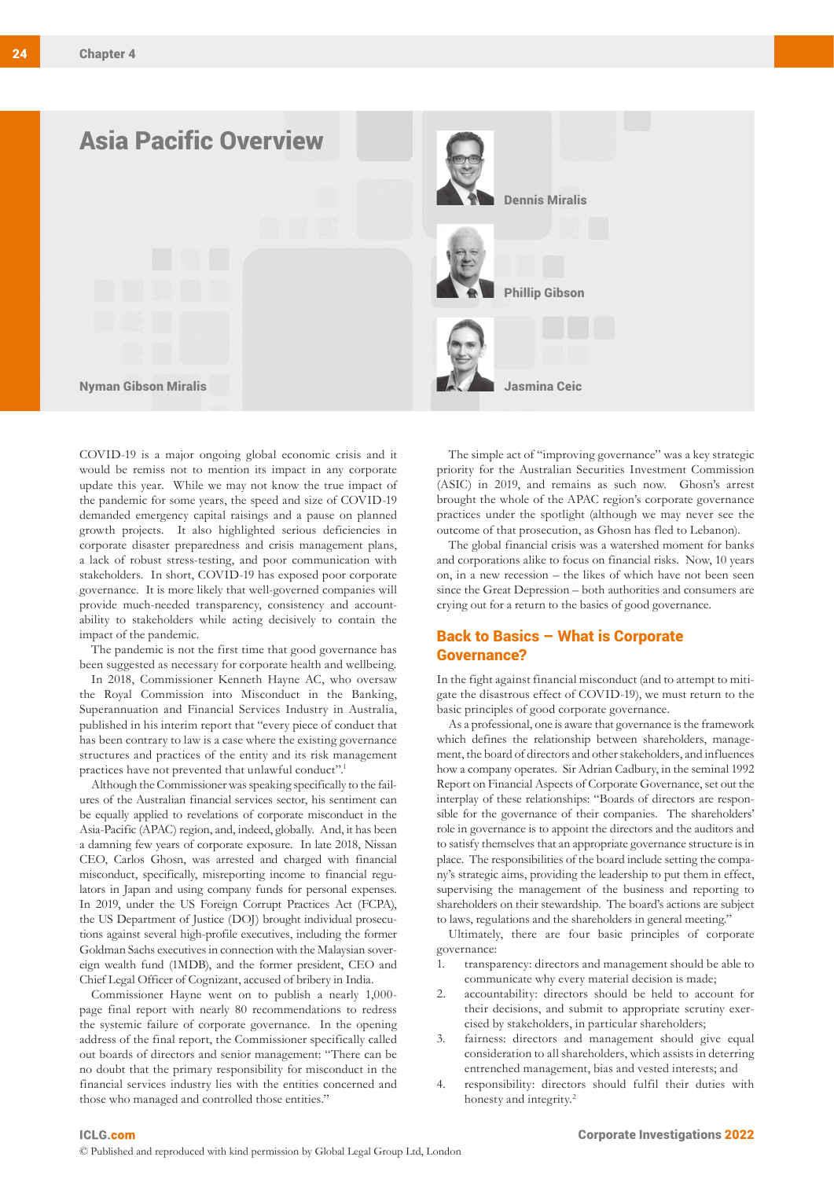# Asia Pacific Overview

Nyman Gibson Miralis

Dennis Miralis

Phillip Gibson

Jasmina Ceic

COVID-19 is a major ongoing global economic crisis and it would be remiss not to mention its impact in any corporate update this year. While we may not know the true impact of the pandemic for some years, the speed and size of COVID-19 demanded emergency capital raisings and a pause on planned growth projects. It also highlighted serious deficiencies in corporate disaster preparedness and crisis management plans, a lack of robust stress-testing, and poor communication with stakeholders. In short, COVID-19 has exposed poor corporate governance. It is more likely that well-governed companies will provide much-needed transparency, consistency and accountability to stakeholders while acting decisively to contain the impact of the pandemic.

The pandemic is not the first time that good governance has been suggested as necessary for corporate health and wellbeing.

In 2018, Commissioner Kenneth Hayne AC, who oversaw the Royal Commission into Misconduct in the Banking, Superannuation and Financial Services Industry in Australia, published in his interim report that "every piece of conduct that has been contrary to law is a case where the existing governance structures and practices of the entity and its risk management practices have not prevented that unlawful conduct".[1]

Although the Commissioner was speaking specifically to the failures of the Australian financial services sector, his sentiment can be equally applied to revelations of corporate misconduct in the Asia-Pacific (APAC) region, and, indeed, globally. And, it has been a damning few years of corporate exposure. In late 2018, Nissan CEO, Carlos Ghosn, was arrested and charged with financial misconduct, specifically, misreporting income to financial regulators in Japan and using company funds for personal expenses. In 2019, under the US Foreign Corrupt Practices Act (FCPA), the US Department of Justice (DOJ) brought individual prosecutions against several high-profile executives, including the former Goldman Sachs executives in connection with the Malaysian sovereign wealth fund (1MDB), and the former president, CEO and Chief Legal Officer of Cognizant, accused of bribery in India.

Commissioner Hayne went on to publish a nearly 1,000-page final report with nearly 80 recommendations to redress the systemic failure of corporate governance. In the opening address of the final report, the Commissioner specifically called out boards of directors and senior management: "There can be no doubt that the primary responsibility for misconduct in the financial services industry lies with the entities concerned and those who managed and controlled those entities."

The simple act of "improving governance" was a key strategic priority for the Australian Securities Investment Commission (ASIC) in 2019, and remains as such now. Ghosn's arrest brought the whole of the APAC region's corporate governance practices under the spotlight (although we may never see the outcome of that prosecution, as Ghosn has fled to Lebanon).

The global financial crisis was a watershed moment for banks and corporations alike to focus on financial risks. Now, 10 years on, in a new recession – the likes of which have not been seen since the Great Depression – both authorities and consumers are crying out for a return to the basics of good governance.

## Back to Basics – What is Corporate Governance?

In the fight against financial misconduct (and to attempt to mitigate the disastrous effect of COVID-19), we must return to the basic principles of good corporate governance.

As a professional, one is aware that governance is the framework which defines the relationship between shareholders, management, the board of directors and other stakeholders, and influences how a company operates. Sir Adrian Cadbury, in the seminal 1992 Report on Financial Aspects of Corporate Governance, set out the interplay of these relationships: "Boards of directors are responsible for the governance of their companies. The shareholders' role in governance is to appoint the directors and the auditors and to satisfy themselves that an appropriate governance structure is in place. The responsibilities of the board include setting the company's strategic aims, providing the leadership to put them in effect, supervising the management of the business and reporting to shareholders on their stewardship. The board's actions are subject to laws, regulations and the shareholders in general meeting."

Ultimately, there are four basic principles of corporate governance:

1. transparency: directors and management should be able to communicate why every material decision is made;
2. accountability: directors should be held to account for their decisions, and submit to appropriate scrutiny exercised by stakeholders, in particular shareholders;
3. fairness: directors and management should give equal consideration to all shareholders, which assists in deterring entrenched management, bias and vested interests; and
4. responsibility: directors should fulfil their duties with honesty and integrity.[2]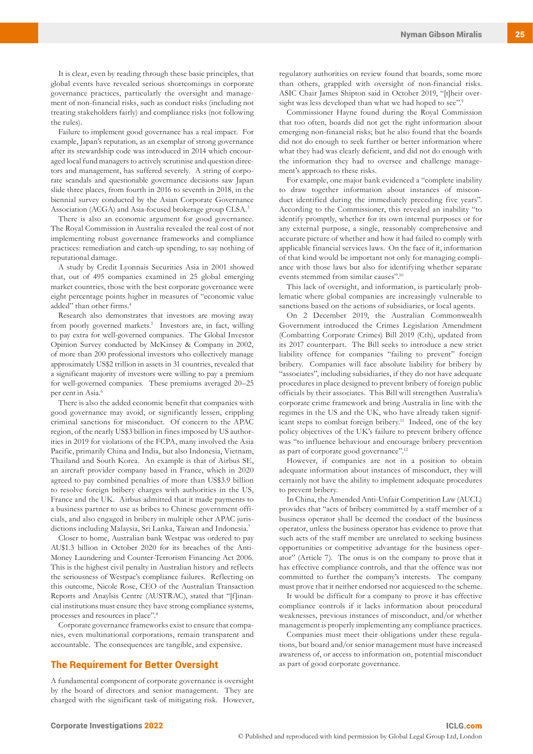It is clear, even by reading through these basic principles, that global events have revealed serious shortcomings in corporate governance practices, particularly the oversight and management of non-financial risks, such as conduct risks (including not treating stakeholders fairly) and compliance risks (not following the rules).

Failure to implement good governance has a real impact. For example, Japan's reputation, as an exemplar of strong governance after its stewardship code was introduced in 2014 which encouraged local fund managers to actively scrutinise and question directors and management, has suffered severely. A string of corporate scandals and questionable governance decisions saw Japan slide three places, from fourth in 2016 to seventh in 2018, in the biennial survey conducted by the Asian Corporate Governance Association (ACGA) and Asia-focused brokerage group CLSA.[3]

There is also an economic argument for good governance. The Royal Commission in Australia revealed the real cost of not implementing robust governance frameworks and compliance practices: remediation and catch-up spending, to say nothing of reputational damage.

A study by Credit Lyonnais Securities Asia in 2001 showed that, out of 495 companies examined in 25 global emerging market countries, those with the best corporate governance were eight percentage points higher in measures of "economic value added" than other firms.[4]

Research also demonstrates that investors are moving away from poorly governed markets.[5] Investors are, in fact, willing to pay extra for well-governed companies. The Global Investor Opinion Survey conducted by McKinsey & Company in 2002, of more than 200 professional investors who collectively manage approximately US$2 trillion in assets in 31 countries, revealed that a significant majority of investors were willing to pay a premium for well-governed companies. These premiums averaged 20–25 per cent in Asia.[6]

There is also the added economic benefit that companies with good governance may avoid, or significantly lessen, crippling criminal sanctions for misconduct. Of concern to the APAC region, of the nearly US$3 billion in fines imposed by US authorities in 2019 for violations of the FCPA, many involved the Asia Pacific, primarily China and India, but also Indonesia, Vietnam, Thailand and South Korea. An example is that of Airbus SE, an aircraft provider company based in France, which in 2020 agreed to pay combined penalties of more than US$3.9 billion to resolve foreign bribery charges with authorities in the US, France and the UK. Airbus admitted that it made payments to a business partner to use as bribes to Chinese government officials, and also engaged in bribery in multiple other APAC jurisdictions including Malaysia, Sri Lanka, Taiwan and Indonesia.[7]

Closer to home, Australian bank Westpac was ordered to pay AU$1.3 billion in October 2020 for its breaches of the Anti-Money Laundering and Counter-Terrorism Financing Act 2006. This is the highest civil penalty in Australian history and reflects the seriousness of Westpac's compliance failures. Reflecting on this outcome, Nicole Rose, CEO of the Australian Transaction Reports and Anaylsis Centre (AUSTRAC), stated that "[f]inancial institutions must ensure they have strong compliance systems, processes and resources in place".[8]

Corporate governance frameworks exist to ensure that companies, even multinational corporations, remain transparent and accountable. The consequences are tangible, and expensive.

## The Requirement for Better Oversight

A fundamental component of corporate governance is oversight by the board of directors and senior management. They are charged with the significant task of mitigating risk. However, regulatory authorities on review found that boards, some more than others, grappled with oversight of non-financial risks. ASIC Chair James Shipton said in October 2019, "[t]heir oversight was less developed than what we had hoped to see".[9]

Commissioner Hayne found during the Royal Commission that too often, boards did not get the right information about emerging non-financial risks; but he also found that the boards did not do enough to seek further or better information where what they had was clearly deficient, and did not do enough with the information they had to oversee and challenge management's approach to these risks.

For example, one major bank evidenced a "complete inability to draw together information about instances of misconduct identified during the immediately preceding five years". According to the Commissioner, this revealed an inability "to identify promptly, whether for its own internal purposes or for any external purpose, a single, reasonably comprehensive and accurate picture of whether and how it had failed to comply with applicable financial services laws. On the face of it, information of that kind would be important not only for managing compliance with those laws but also for identifying whether separate events stemmed from similar causes".[10]

This lack of oversight, and information, is particularly problematic where global companies are increasingly vulnerable to sanctions based on the actions of subsidiaries, or local agents.

On 2 December 2019, the Australian Commonwealth Government introduced the Crimes Legislation Amendment (Combatting Corporate Crimes) Bill 2019 (Cth), updated from its 2017 counterpart. The Bill seeks to introduce a new strict liability offence for companies "failing to prevent" foreign bribery. Companies will face absolute liability for bribery by "associates", including subsidiaries, if they do not have adequate procedures in place designed to prevent bribery of foreign public officials by their associates. This Bill will strengthen Australia's corporate crime framework and bring Australia in line with the regimes in the US and the UK, who have already taken significant steps to combat foreign bribery.[11] Indeed, one of the key policy objectives of the UK's failure to prevent bribery offence was "to influence behaviour and encourage bribery prevention as part of corporate good governance".[12]

However, if companies are not in a position to obtain adequate information about instances of misconduct, they will certainly not have the ability to implement adequate procedures to prevent bribery.

In China, the Amended Anti-Unfair Competition Law (AUCL) provides that "acts of bribery committed by a staff member of a business operator shall be deemed the conduct of the business operator, unless the business operator has evidence to prove that such acts of the staff member are unrelated to seeking business opportunities or competitive advantage for the business operator" (Article 7). The onus is on the company to prove that it has effective compliance controls, and that the offence was not committed to further the company's interests. The company must prove that it neither endorsed nor acquiesced to the scheme.

It would be difficult for a company to prove it has effective compliance controls if it lacks information about procedural weaknesses, previous instances of misconduct, and/or whether management is properly implementing any compliance practices.

Companies must meet their obligations under these regulations, but board and/or senior management must have increased awareness of, or access to information on, potential misconduct as part of good corporate governance.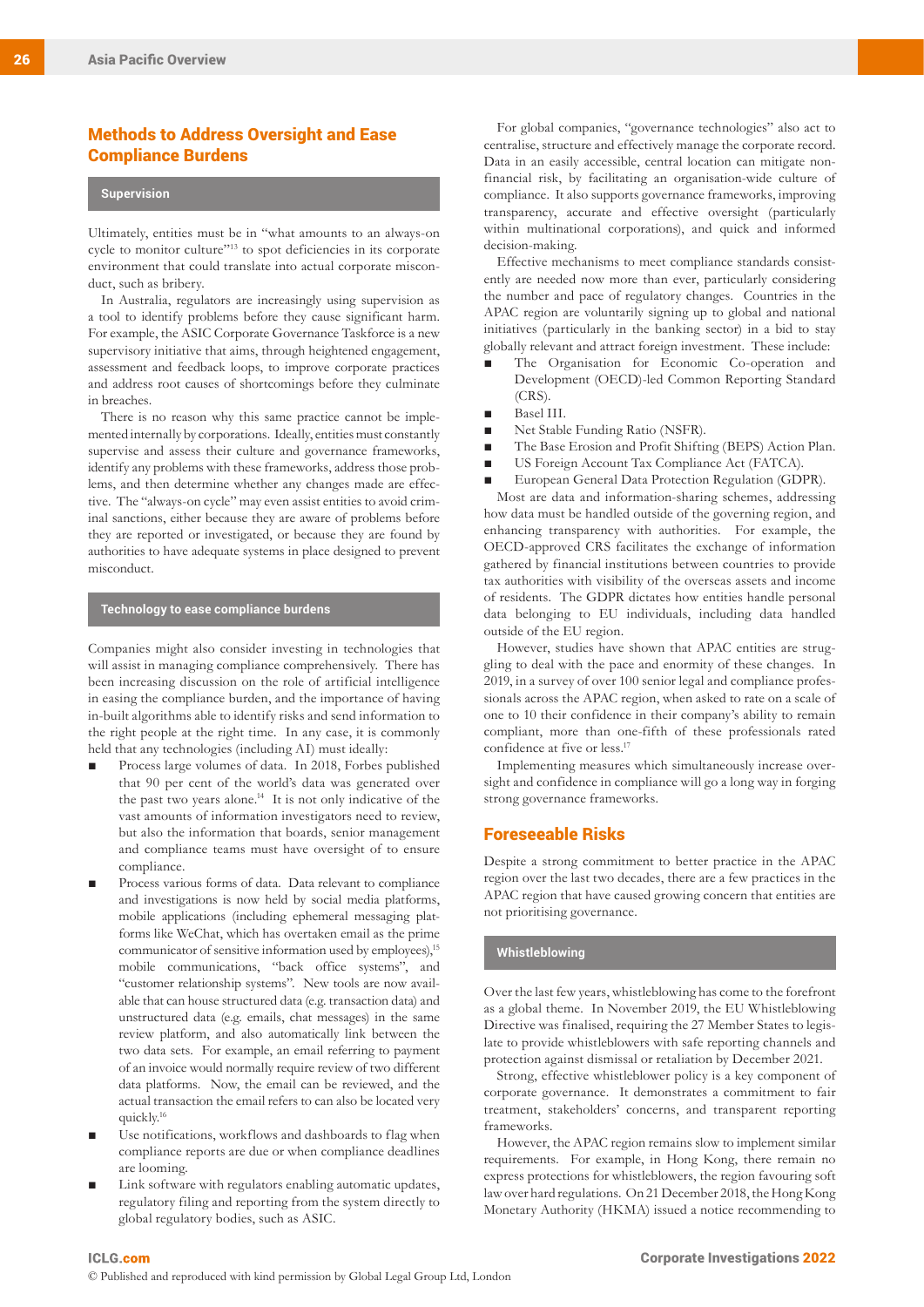## Methods to Address Oversight and Ease Compliance Burdens

### Supervision

Ultimately, entities must be in "what amounts to an always-on cycle to monitor culture"[13] to spot deficiencies in its corporate environment that could translate into actual corporate misconduct, such as bribery.

In Australia, regulators are increasingly using supervision as a tool to identify problems before they cause significant harm. For example, the ASIC Corporate Governance Taskforce is a new supervisory initiative that aims, through heightened engagement, assessment and feedback loops, to improve corporate practices and address root causes of shortcomings before they culminate in breaches.

There is no reason why this same practice cannot be implemented internally by corporations. Ideally, entities must constantly supervise and assess their culture and governance frameworks, identify any problems with these frameworks, address those problems, and then determine whether any changes made are effective. The "always-on cycle" may even assist entities to avoid criminal sanctions, either because they are aware of problems before they are reported or investigated, or because they are found by authorities to have adequate systems in place designed to prevent misconduct.

### Technology to ease compliance burdens

Companies might also consider investing in technologies that will assist in managing compliance comprehensively. There has been increasing discussion on the role of artificial intelligence in easing the compliance burden, and the importance of having in-built algorithms able to identify risks and send information to the right people at the right time. In any case, it is commonly held that any technologies (including AI) must ideally:

- Process large volumes of data. In 2018, Forbes published that 90 per cent of the world's data was generated over the past two years alone.[14] It is not only indicative of the vast amounts of information investigators need to review, but also the information that boards, senior management and compliance teams must have oversight of to ensure compliance.
- Process various forms of data. Data relevant to compliance and investigations is now held by social media platforms, mobile applications (including ephemeral messaging platforms like WeChat, which has overtaken email as the prime communicator of sensitive information used by employees),[15] mobile communications, "back office systems", and "customer relationship systems". New tools are now available that can house structured data (e.g. transaction data) and unstructured data (e.g. emails, chat messages) in the same review platform, and also automatically link between the two data sets. For example, an email referring to payment of an invoice would normally require review of two different data platforms. Now, the email can be reviewed, and the actual transaction the email refers to can also be located very quickly.[16]
- Use notifications, workflows and dashboards to flag when compliance reports are due or when compliance deadlines are looming.
- Link software with regulators enabling automatic updates, regulatory filing and reporting from the system directly to global regulatory bodies, such as ASIC.

For global companies, "governance technologies" also act to centralise, structure and effectively manage the corporate record. Data in an easily accessible, central location can mitigate non-financial risk, by facilitating an organisation-wide culture of compliance. It also supports governance frameworks, improving transparency, accurate and effective oversight (particularly within multinational corporations), and quick and informed decision-making.

Effective mechanisms to meet compliance standards consistently are needed now more than ever, particularly considering the number and pace of regulatory changes. Countries in the APAC region are voluntarily signing up to global and national initiatives (particularly in the banking sector) in a bid to stay globally relevant and attract foreign investment. These include:

- The Organisation for Economic Co-operation and Development (OECD)-led Common Reporting Standard (CRS).
- Basel III.
- Net Stable Funding Ratio (NSFR).
- The Base Erosion and Profit Shifting (BEPS) Action Plan.
- US Foreign Account Tax Compliance Act (FATCA).
- European General Data Protection Regulation (GDPR).

Most are data and information-sharing schemes, addressing how data must be handled outside of the governing region, and enhancing transparency with authorities. For example, the OECD-approved CRS facilitates the exchange of information gathered by financial institutions between countries to provide tax authorities with visibility of the overseas assets and income of residents. The GDPR dictates how entities handle personal data belonging to EU individuals, including data handled outside of the EU region.

However, studies have shown that APAC entities are struggling to deal with the pace and enormity of these changes. In 2019, in a survey of over 100 senior legal and compliance professionals across the APAC region, when asked to rate on a scale of one to 10 their confidence in their company's ability to remain compliant, more than one-fifth of these professionals rated confidence at five or less.[17]

Implementing measures which simultaneously increase oversight and confidence in compliance will go a long way in forging strong governance frameworks.

## Foreseeable Risks

Despite a strong commitment to better practice in the APAC region over the last two decades, there are a few practices in the APAC region that have caused growing concern that entities are not prioritising governance.

### Whistleblowing

Over the last few years, whistleblowing has come to the forefront as a global theme. In November 2019, the EU Whistleblowing Directive was finalised, requiring the 27 Member States to legislate to provide whistleblowers with safe reporting channels and protection against dismissal or retaliation by December 2021.

Strong, effective whistleblower policy is a key component of corporate governance. It demonstrates a commitment to fair treatment, stakeholders' concerns, and transparent reporting frameworks.

However, the APAC region remains slow to implement similar requirements. For example, in Hong Kong, there remain no express protections for whistleblowers, the region favouring soft law over hard regulations. On 21 December 2018, the Hong Kong Monetary Authority (HKMA) issued a notice recommending to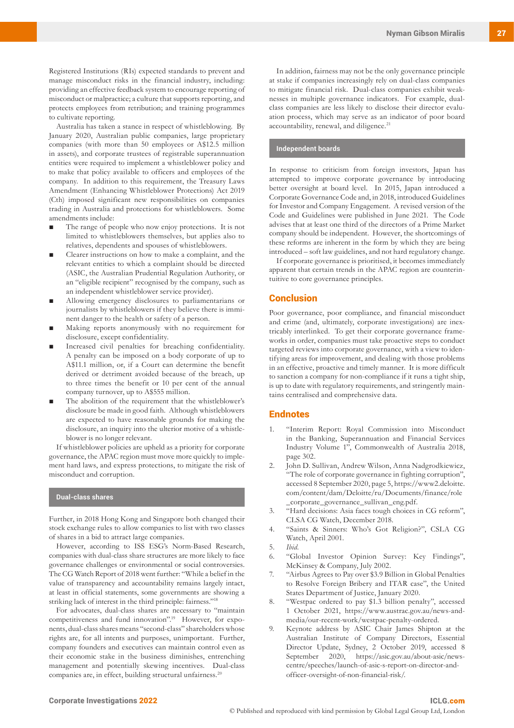Registered Institutions (RIs) expected standards to prevent and manage misconduct risks in the financial industry, including: providing an effective feedback system to encourage reporting of misconduct or malpractice; a culture that supports reporting, and protects employees from retribution; and training programmes to cultivate reporting.

Australia has taken a stance in respect of whistleblowing. By January 2020, Australian public companies, large proprietary companies (with more than 50 employees or A$12.5 million in assets), and corporate trustees of registrable superannuation entities were required to implement a whistleblower policy and to make that policy available to officers and employees of the company. In addition to this requirement, the Treasury Laws Amendment (Enhancing Whistleblower Protections) Act 2019 (Cth) imposed significant new responsibilities on companies trading in Australia and protections for whistleblowers. Some amendments include:

- The range of people who now enjoy protections. It is not limited to whistleblowers themselves, but applies also to relatives, dependents and spouses of whistleblowers.
- Clearer instructions on how to make a complaint, and the relevant entities to which a complaint should be directed (ASIC, the Australian Prudential Regulation Authority, or an "eligible recipient" recognised by the company, such as an independent whistleblower service provider).
- Allowing emergency disclosures to parliamentarians or journalists by whistleblowers if they believe there is imminent danger to the health or safety of a person.
- Making reports anonymously with no requirement for disclosure, except confidentiality.
- Increased civil penalties for breaching confidentiality. A penalty can be imposed on a body corporate of up to A$11.1 million, or, if a Court can determine the benefit derived or detriment avoided because of the breach, up to three times the benefit or 10 per cent of the annual company turnover, up to A$555 million.
- The abolition of the requirement that the whistleblower's disclosure be made in good faith. Although whistleblowers are expected to have reasonable grounds for making the disclosure, an inquiry into the ulterior motive of a whistleblower is no longer relevant.

If whistleblower policies are upheld as a priority for corporate governance, the APAC region must move more quickly to implement hard laws, and express protections, to mitigate the risk of misconduct and corruption.

### Dual-class shares

Further, in 2018 Hong Kong and Singapore both changed their stock exchange rules to allow companies to list with two classes of shares in a bid to attract large companies.

However, according to ISS ESG's Norm-Based Research, companies with dual-class share structures are more likely to face governance challenges or environmental or social controversies. The CG Watch Report of 2018 went further: "While a belief in the value of transparency and accountability remains largely intact, at least in official statements, some governments are showing a striking lack of interest in the third principle: fairness."[18]

For advocates, dual-class shares are necessary to "maintain competitiveness and fund innovation".[19] However, for exponents, dual-class shares means "second-class" shareholders whose rights are, for all intents and purposes, unimportant. Further, company founders and executives can maintain control even as their economic stake in the business diminishes, entrenching management and potentially skewing incentives. Dual-class companies are, in effect, building structural unfairness.[20]

In addition, fairness may not be the only governance principle at stake if companies increasingly rely on dual-class companies to mitigate financial risk. Dual-class companies exhibit weaknesses in multiple governance indicators. For example, dual-class companies are less likely to disclose their director evaluation process, which may serve as an indicator of poor board accountability, renewal, and diligence.[21]

### Independent boards

In response to criticism from foreign investors, Japan has attempted to improve corporate governance by introducing better oversight at board level. In 2015, Japan introduced a Corporate Governance Code and, in 2018, introduced Guidelines for Investor and Company Engagement. A revised version of the Code and Guidelines were published in June 2021. The Code advises that at least one third of the directors of a Prime Market company should be independent. However, the shortcomings of these reforms are inherent in the form by which they are being introduced – soft law guidelines, and not hard regulatory change.

If corporate governance is prioritised, it becomes immediately apparent that certain trends in the APAC region are counterintuitive to core governance principles.

## Conclusion

Poor governance, poor compliance, and financial misconduct and crime (and, ultimately, corporate investigations) are inextricably interlinked. To get their corporate governance frameworks in order, companies must take proactive steps to conduct targeted reviews into corporate governance, with a view to identifying areas for improvement, and dealing with those problems in an effective, proactive and timely manner. It is more difficult to sanction a company for non-compliance if it runs a tight ship, is up to date with regulatory requirements, and stringently maintains centralised and comprehensive data.

## Endnotes

1. "Interim Report: Royal Commission into Misconduct in the Banking, Superannuation and Financial Services Industry Volume 1", Commonwealth of Australia 2018, page 302.
2. John D. Sullivan, Andrew Wilson, Anna Nadgrodkiewicz, "The role of corporate governance in fighting corruption", accessed 8 September 2020, page 5, https://www2.deloitte.com/content/dam/Deloitte/ru/Documents/finance/role_corporate_governance_sullivan_eng.pdf.
3. "Hard decisions: Asia faces tough choices in CG reform", CLSA CG Watch, December 2018.
4. "Saints & Sinners: Who's Got Religion?", CSLA CG Watch, April 2001.
5. *Ibid.*
6. "Global Investor Opinion Survey: Key Findings", McKinsey & Company, July 2002.
7. "Airbus Agrees to Pay over $3.9 Billion in Global Penalties to Resolve Foreign Bribery and ITAR case", the United States Department of Justice, January 2020.
8. "Westpac ordered to pay $1.3 billion penalty", accessed 1 October 2021, https://www.austrac.gov.au/news-and-media/our-recent-work/westpac-penalty-ordered.
9. Keynote address by ASIC Chair James Shipton at the Australian Institute of Company Directors, Essential Director Update, Sydney, 2 October 2019, accessed 8 September 2020, https://asic.gov.au/about-asic/news-centre/speeches/launch-of-asic-s-report-on-director-and-officer-oversight-of-non-financial-risk/.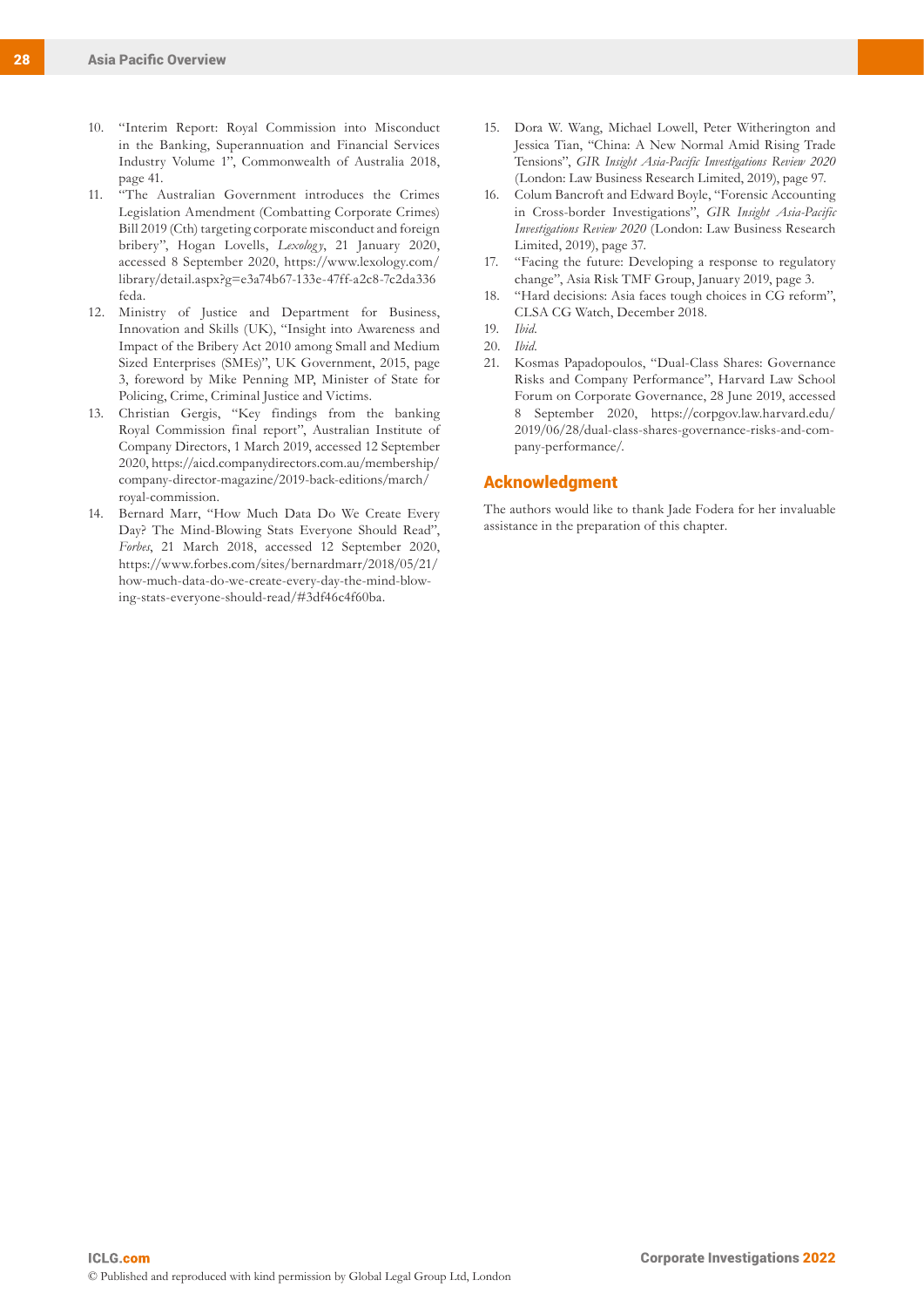10. "Interim Report: Royal Commission into Misconduct in the Banking, Superannuation and Financial Services Industry Volume 1", Commonwealth of Australia 2018, page 41.
11. "The Australian Government introduces the Crimes Legislation Amendment (Combatting Corporate Crimes) Bill 2019 (Cth) targeting corporate misconduct and foreign bribery", Hogan Lovells, *Lexology*, 21 January 2020, accessed 8 September 2020, https://www.lexology.com/library/detail.aspx?g=e3a74b67-133e-47ff-a2c8-7c2da336feda.
12. Ministry of Justice and Department for Business, Innovation and Skills (UK), "Insight into Awareness and Impact of the Bribery Act 2010 among Small and Medium Sized Enterprises (SMEs)", UK Government, 2015, page 3, foreword by Mike Penning MP, Minister of State for Policing, Crime, Criminal Justice and Victims.
13. Christian Gergis, "Key findings from the banking Royal Commission final report", Australian Institute of Company Directors, 1 March 2019, accessed 12 September 2020, https://aicd.companydirectors.com.au/membership/company-director-magazine/2019-back-editions/march/royal-commission.
14. Bernard Marr, "How Much Data Do We Create Every Day? The Mind-Blowing Stats Everyone Should Read", *Forbes*, 21 March 2018, accessed 12 September 2020, https://www.forbes.com/sites/bernardmarr/2018/05/21/how-much-data-do-we-create-every-day-the-mind-blowing-stats-everyone-should-read/#3df46c4f60ba.
15. Dora W. Wang, Michael Lowell, Peter Witherington and Jessica Tian, "China: A New Normal Amid Rising Trade Tensions", *GIR Insight Asia-Pacific Investigations Review 2020* (London: Law Business Research Limited, 2019), page 97.
16. Colum Bancroft and Edward Boyle, "Forensic Accounting in Cross-border Investigations", *GIR Insight Asia-Pacific Investigations Review 2020* (London: Law Business Research Limited, 2019), page 37.
17. "Facing the future: Developing a response to regulatory change", Asia Risk TMF Group, January 2019, page 3.
18. "Hard decisions: Asia faces tough choices in CG reform", CLSA CG Watch, December 2018.
19. *Ibid.*
20. *Ibid.*
21. Kosmas Papadopoulos, "Dual-Class Shares: Governance Risks and Company Performance", Harvard Law School Forum on Corporate Governance, 28 June 2019, accessed 8 September 2020, https://corpgov.law.harvard.edu/2019/06/28/dual-class-shares-governance-risks-and-company-performance/.

## Acknowledgment

The authors would like to thank Jade Fodera for her invaluable assistance in the preparation of this chapter.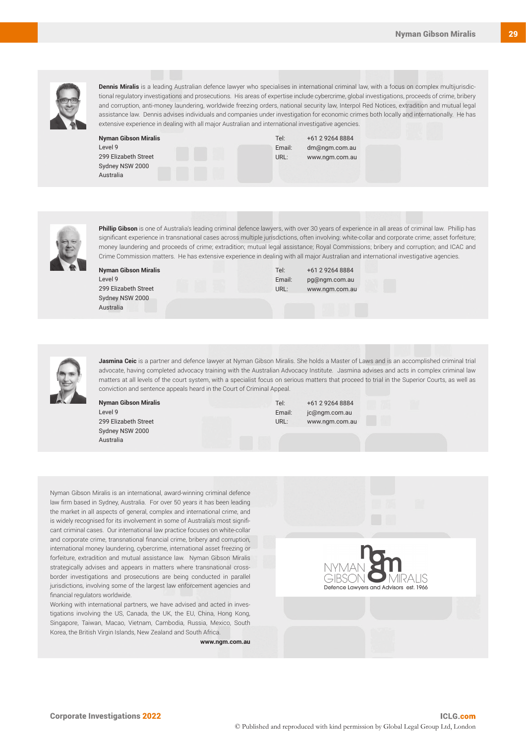**Dennis Miralis** is a leading Australian defence lawyer who specialises in international criminal law, with a focus on complex multijurisdictional regulatory investigations and prosecutions. His areas of expertise include cybercrime, global investigations, proceeds of crime, bribery and corruption, anti-money laundering, worldwide freezing orders, national security law, Interpol Red Notices, extradition and mutual legal assistance law. Dennis advises individuals and companies under investigation for economic crimes both locally and internationally. He has extensive experience in dealing with all major Australian and international investigative agencies.

**Nyman Gibson Miralis**
Level 9
299 Elizabeth Street
Sydney NSW 2000
Australia

Tel: +61 2 9264 8884
Email: dm@ngm.com.au
URL: www.ngm.com.au

**Phillip Gibson** is one of Australia's leading criminal defence lawyers, with over 30 years of experience in all areas of criminal law. Phillip has significant experience in transnational cases across multiple jurisdictions, often involving: white-collar and corporate crime; asset forfeiture; money laundering and proceeds of crime; extradition; mutual legal assistance; Royal Commissions; bribery and corruption; and ICAC and Crime Commission matters. He has extensive experience in dealing with all major Australian and international investigative agencies.

**Nyman Gibson Miralis**
Level 9
299 Elizabeth Street
Sydney NSW 2000
Australia

Tel: +61 2 9264 8884
Email: pg@ngm.com.au
URL: www.ngm.com.au

**Jasmina Ceic** is a partner and defence lawyer at Nyman Gibson Miralis. She holds a Master of Laws and is an accomplished criminal trial advocate, having completed advocacy training with the Australian Advocacy Institute. Jasmina advises and acts in complex criminal law matters at all levels of the court system, with a specialist focus on serious matters that proceed to trial in the Superior Courts, as well as conviction and sentence appeals heard in the Court of Criminal Appeal.

**Nyman Gibson Miralis**
Level 9
299 Elizabeth Street
Sydney NSW 2000
Australia

Tel: +61 2 9264 8884
Email: jc@ngm.com.au
URL: www.ngm.com.au

Nyman Gibson Miralis is an international, award-winning criminal defence law firm based in Sydney, Australia. For over 50 years it has been leading the market in all aspects of general, complex and international crime, and is widely recognised for its involvement in some of Australia's most significant criminal cases. Our international law practice focuses on white-collar and corporate crime, transnational financial crime, bribery and corruption, international money laundering, cybercrime, international asset freezing or forfeiture, extradition and mutual assistance law. Nyman Gibson Miralis strategically advises and appears in matters where transnational cross-border investigations and prosecutions are being conducted in parallel jurisdictions, involving some of the largest law enforcement agencies and financial regulators worldwide.

Working with international partners, we have advised and acted in investigations involving the US, Canada, the UK, the EU, China, Hong Kong, Singapore, Taiwan, Macao, Vietnam, Cambodia, Russia, Mexico, South Korea, the British Virgin Islands, New Zealand and South Africa.

**www.ngm.com.au**

NYMAN GIBSON MIRALIS
Defence Lawyers and Advisors est. 1966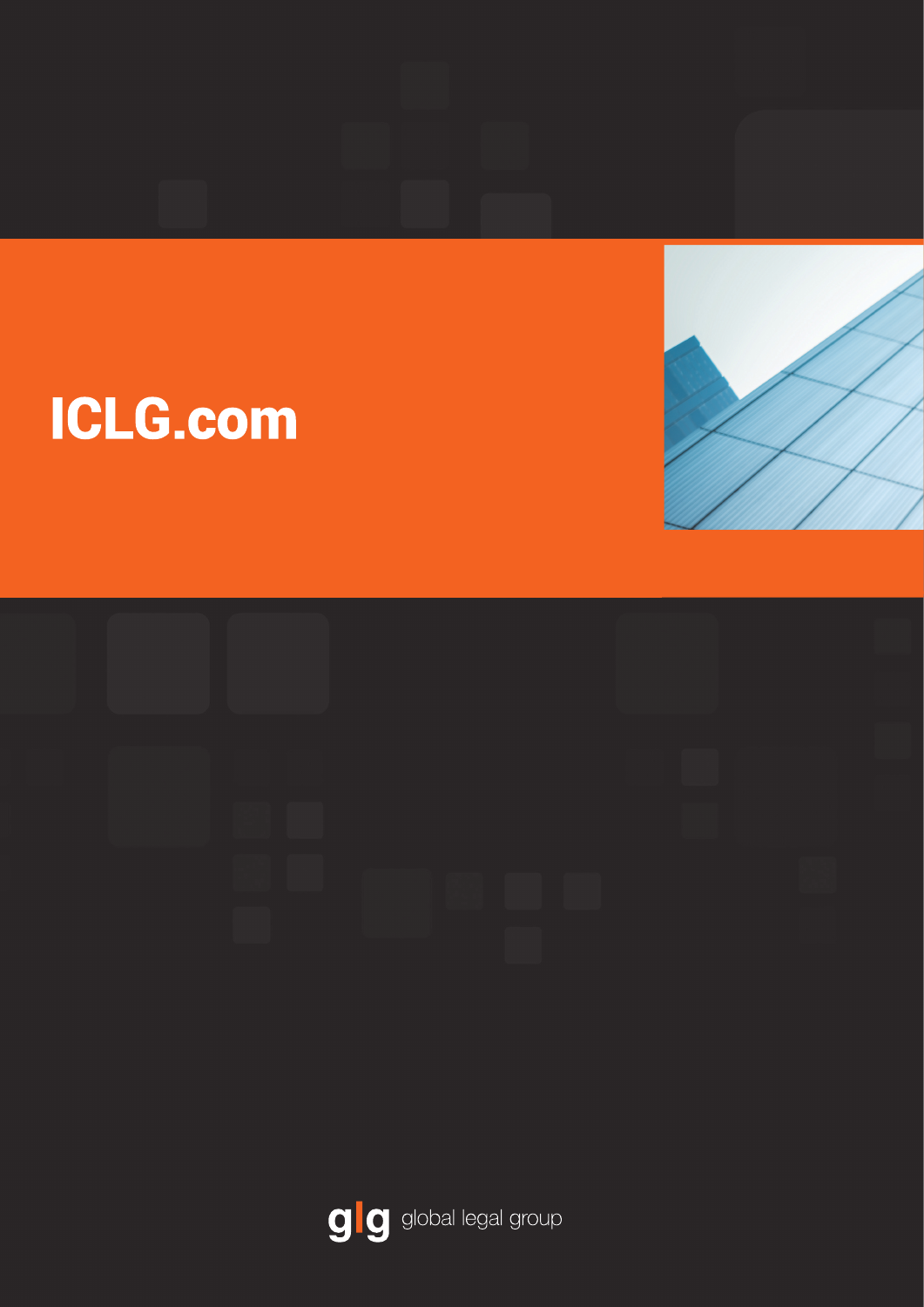# ICLG.com

glg global legal group